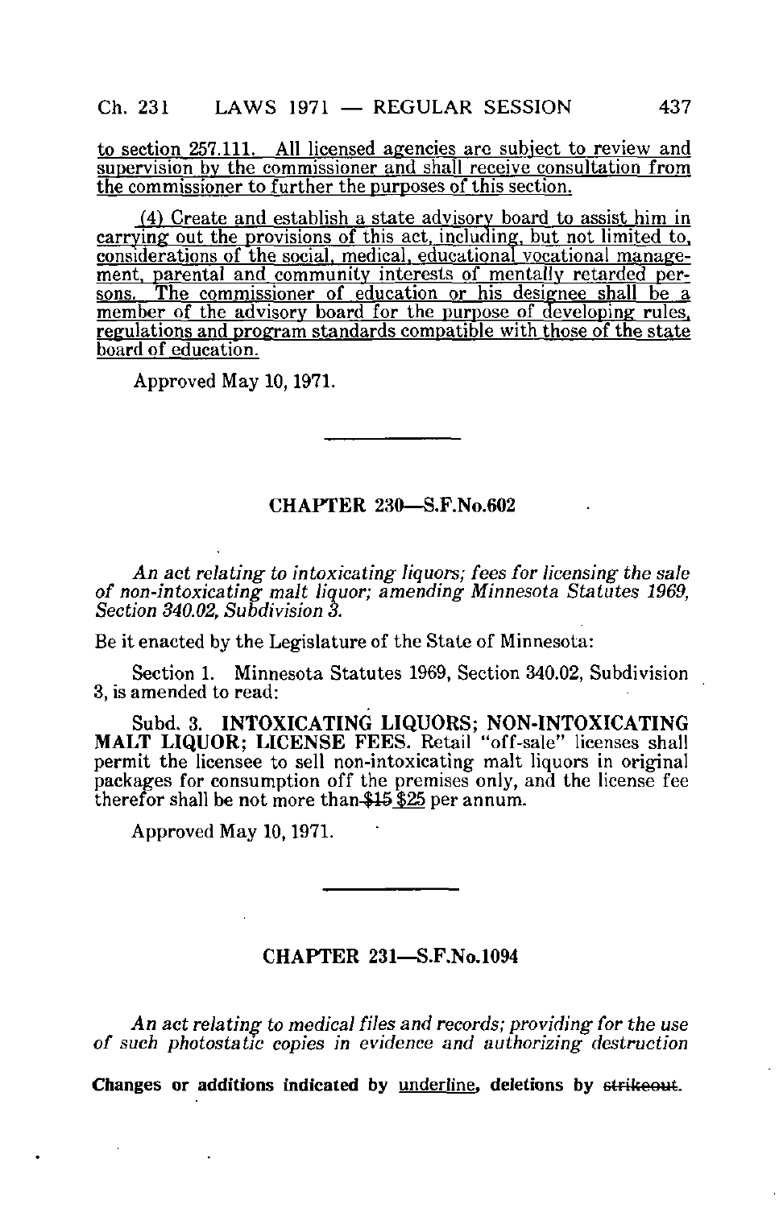<u>to section 257.111. All licensed agencies are subject to review and supervision by the commissioner and shall receive consultation from the commissioner to further the purposes of this section.</u>

<u>(4) Create and establish a state advisory board to assist him in carrying out the provisions of this act, including, but not limited to, considerations of the social, medical, educational vocational management, parental and community interests of mentally retarded persons. The commissioner of education or his designee shall be a member of the advisory board for the purpose of developing rules, regulations and program standards compatible with those of the state board of education.</u>

Approved May 10, 1971.

## CHAPTER 230—S.F.No.602

*An act relating to intoxicating liquors; fees for licensing the sale of non-intoxicating malt liquor; amending Minnesota Statutes 1969, Section 340.02, Subdivision 3.*

Be it enacted by the Legislature of the State of Minnesota:

Section 1. Minnesota Statutes 1969, Section 340.02, Subdivision 3, is amended to read:

Subd. 3. **INTOXICATING LIQUORS; NON-INTOXICATING MALT LIQUOR; LICENSE FEES.** Retail "off-sale" licenses shall permit the licensee to sell non-intoxicating malt liquors in original packages for consumption off the premises only, and the license fee therefor shall be not more than ~~$15~~ <u>$25</u> per annum.

Approved May 10, 1971.

## CHAPTER 231—S.F.No.1094

*An act relating to medical files and records; providing for the use of such photostatic copies in evidence and authorizing destruction*

**Changes or additions indicated by <u>underline</u>, deletions by ~~strikeout~~.**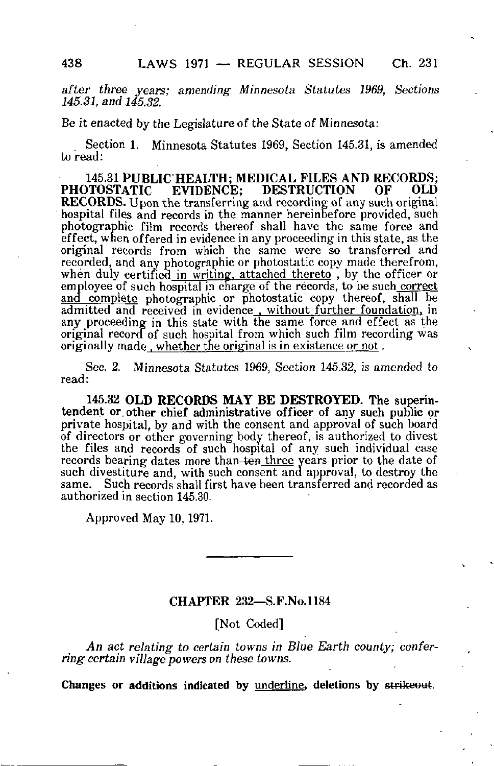*after three years; amending Minnesota Statutes 1969, Sections 145.31, and 145.32.*

Be it enacted by the Legislature of the State of Minnesota:

Section 1. Minnesota Statutes 1969, Section 145.31, is amended to read:

**145.31 PUBLIC HEALTH; MEDICAL FILES AND RECORDS; PHOTOSTATIC EVIDENCE; DESTRUCTION OF OLD RECORDS.** Upon the transferring and recording of any such original hospital files and records in the manner hereinbefore provided, such photographic film records thereof shall have the same force and effect, when offered in evidence in any proceeding in this state, as the original records from which the same were so transferred and recorded, and any photographic or photostatic copy made therefrom, when duly certified <u>in writing, attached thereto</u>, by the officer or employee of such hospital in charge of the records, to be such <u>correct and complete</u> photographic or photostatic copy thereof, shall be admitted and received in evidence<u>, without further foundation,</u> in any proceeding in this state with the same force and effect as the original record of such hospital from which such film recording was originally made<u>, whether the original is in existence or not</u>.

Sec. 2. *Minnesota Statutes 1969, Section 145.32, is amended to read:*

**145.32 OLD RECORDS MAY BE DESTROYED.** The superintendent or other chief administrative officer of any such public or private hospital, by and with the consent and approval of such board of directors or other governing body thereof, is authorized to divest the files and records of such hospital of any such individual case records bearing dates more than ~~ten~~ <u>three</u> years prior to the date of such divestiture and, with such consent and approval, to destroy the same. Such records shall first have been transferred and recorded as authorized in section 145.30.

Approved May 10, 1971.

---

## CHAPTER 232—S.F.No.1184

[Not Coded]

*An act relating to certain towns in Blue Earth county; conferring certain village powers on these towns.*

**Changes or additions indicated by <u>underline</u>, deletions by ~~strikeout~~.**